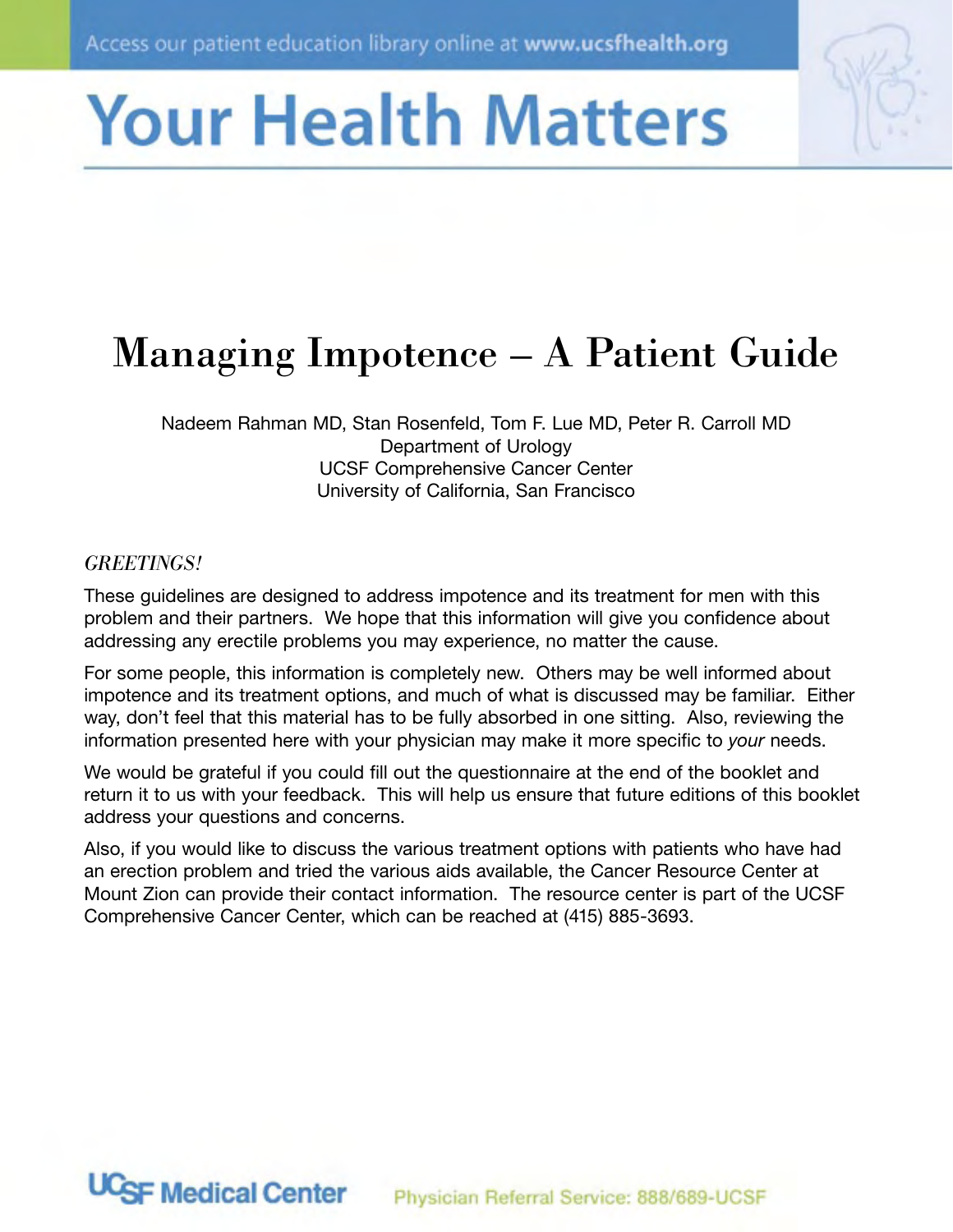Access our patient education library online at **www.ucsfhealth.org**

# Your Health Matters

## Managing Impotence – A Patient Guide

Nadeem Rahman MD, Stan Rosenfeld, Tom F. Lue MD, Peter R. Carroll MD
Department of Urology
UCSF Comprehensive Cancer Center
University of California, San Francisco

*GREETINGS!*

These guidelines are designed to address impotence and its treatment for men with this problem and their partners. We hope that this information will give you confidence about addressing any erectile problems you may experience, no matter the cause.

For some people, this information is completely new. Others may be well informed about impotence and its treatment options, and much of what is discussed may be familiar. Either way, don't feel that this material has to be fully absorbed in one sitting. Also, reviewing the information presented here with your physician may make it more specific to *your* needs.

We would be grateful if you could fill out the questionnaire at the end of the booklet and return it to us with your feedback. This will help us ensure that future editions of this booklet address your questions and concerns.

Also, if you would like to discuss the various treatment options with patients who have had an erection problem and tried the various aids available, the Cancer Resource Center at Mount Zion can provide their contact information. The resource center is part of the UCSF Comprehensive Cancer Center, which can be reached at (415) 885-3693.

UCSF Medical Center

Physician Referral Service: 888/689-UCSF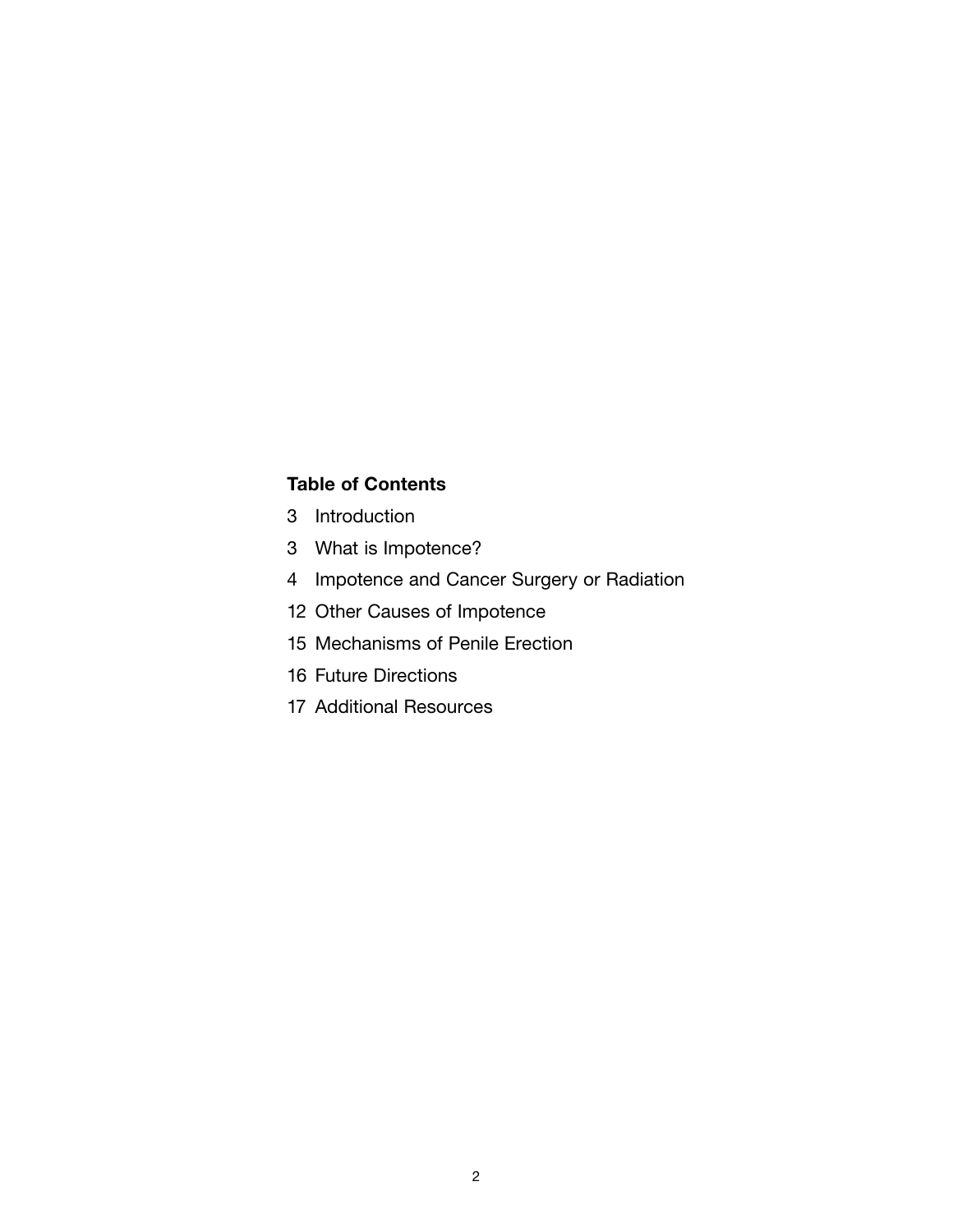## Table of Contents

3 Introduction

3 What is Impotence?

4 Impotence and Cancer Surgery or Radiation

12 Other Causes of Impotence

15 Mechanisms of Penile Erection

16 Future Directions

17 Additional Resources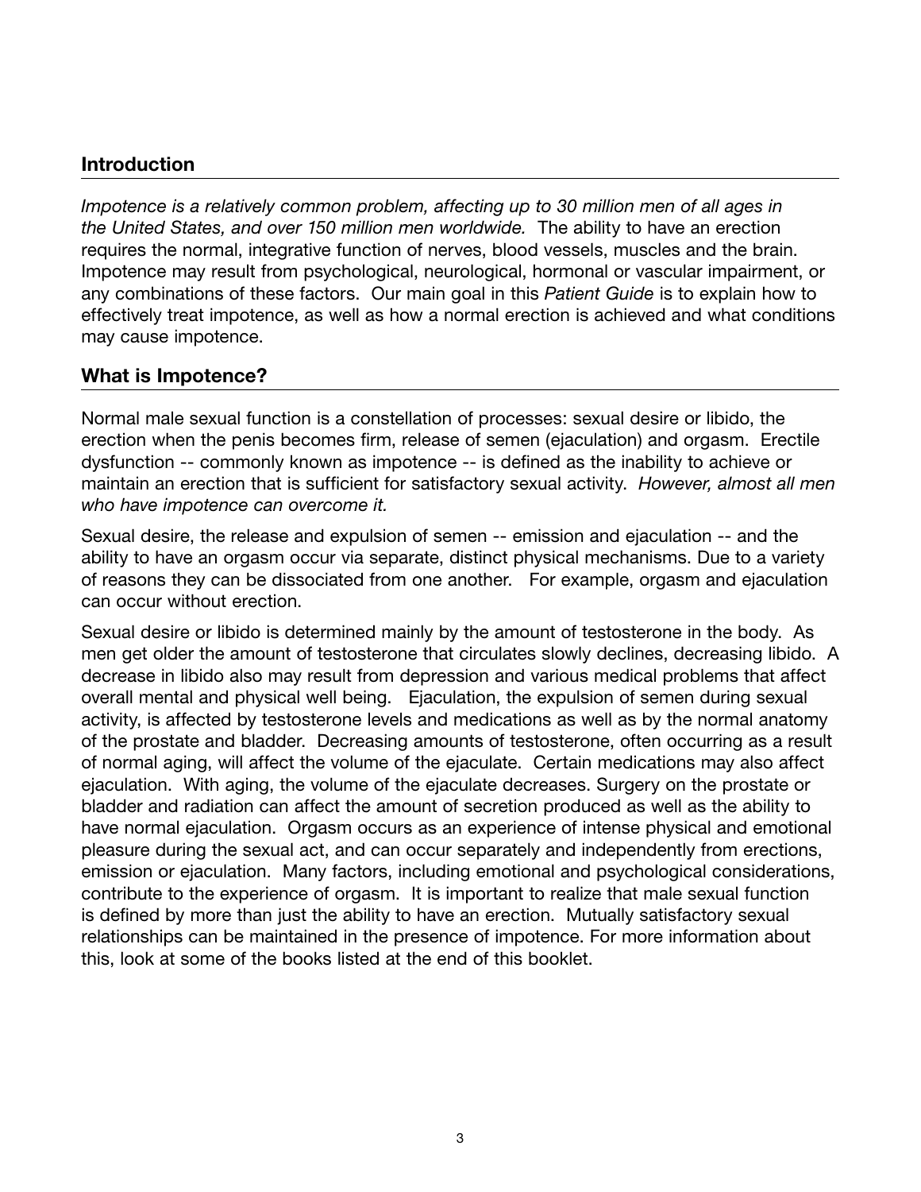## Introduction

*Impotence is a relatively common problem, affecting up to 30 million men of all ages in the United States, and over 150 million men worldwide.* The ability to have an erection requires the normal, integrative function of nerves, blood vessels, muscles and the brain. Impotence may result from psychological, neurological, hormonal or vascular impairment, or any combinations of these factors. Our main goal in this *Patient Guide* is to explain how to effectively treat impotence, as well as how a normal erection is achieved and what conditions may cause impotence.

## What is Impotence?

Normal male sexual function is a constellation of processes: sexual desire or libido, the erection when the penis becomes firm, release of semen (ejaculation) and orgasm. Erectile dysfunction -- commonly known as impotence -- is defined as the inability to achieve or maintain an erection that is sufficient for satisfactory sexual activity. *However, almost all men who have impotence can overcome it.*

Sexual desire, the release and expulsion of semen -- emission and ejaculation -- and the ability to have an orgasm occur via separate, distinct physical mechanisms. Due to a variety of reasons they can be dissociated from one another. For example, orgasm and ejaculation can occur without erection.

Sexual desire or libido is determined mainly by the amount of testosterone in the body. As men get older the amount of testosterone that circulates slowly declines, decreasing libido. A decrease in libido also may result from depression and various medical problems that affect overall mental and physical well being. Ejaculation, the expulsion of semen during sexual activity, is affected by testosterone levels and medications as well as by the normal anatomy of the prostate and bladder. Decreasing amounts of testosterone, often occurring as a result of normal aging, will affect the volume of the ejaculate. Certain medications may also affect ejaculation. With aging, the volume of the ejaculate decreases. Surgery on the prostate or bladder and radiation can affect the amount of secretion produced as well as the ability to have normal ejaculation. Orgasm occurs as an experience of intense physical and emotional pleasure during the sexual act, and can occur separately and independently from erections, emission or ejaculation. Many factors, including emotional and psychological considerations, contribute to the experience of orgasm. It is important to realize that male sexual function is defined by more than just the ability to have an erection. Mutually satisfactory sexual relationships can be maintained in the presence of impotence. For more information about this, look at some of the books listed at the end of this booklet.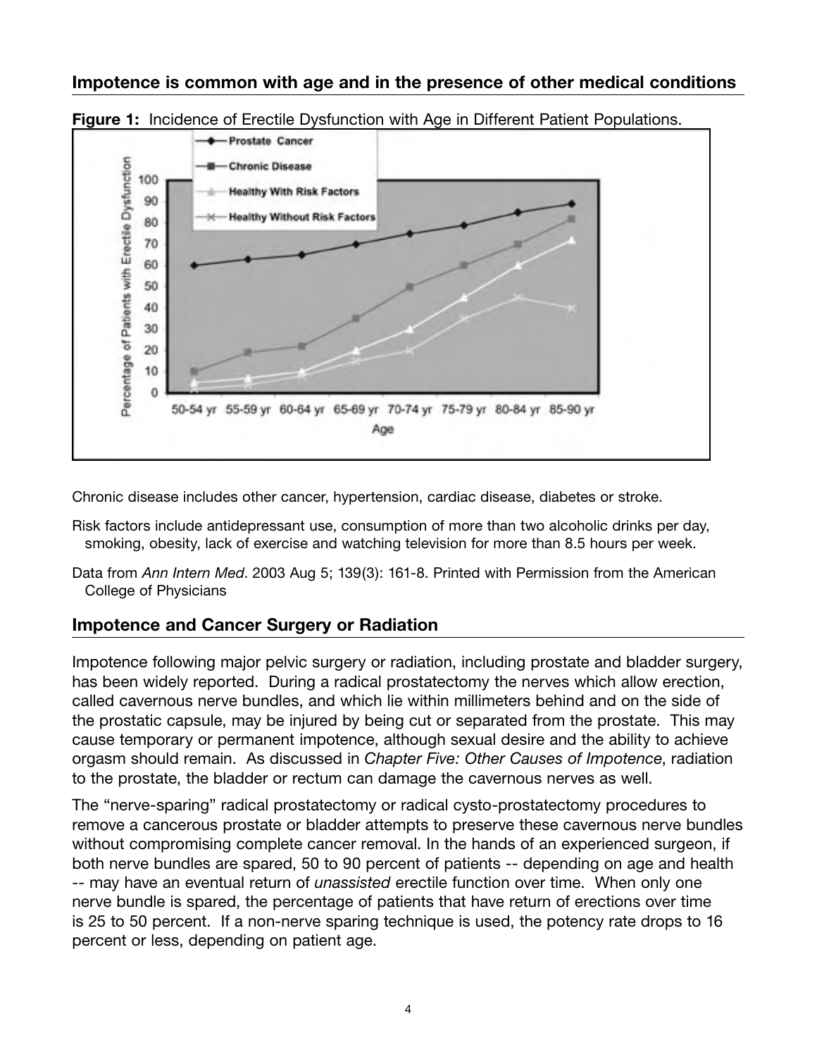## Impotence is common with age and in the presence of other medical conditions

**Figure 1:** Incidence of Erectile Dysfunction with Age in Different Patient Populations.

Chronic disease includes other cancer, hypertension, cardiac disease, diabetes or stroke.

Risk factors include antidepressant use, consumption of more than two alcoholic drinks per day, smoking, obesity, lack of exercise and watching television for more than 8.5 hours per week.

Data from *Ann Intern Med*. 2003 Aug 5; 139(3): 161-8. Printed with Permission from the American College of Physicians

## Impotence and Cancer Surgery or Radiation

Impotence following major pelvic surgery or radiation, including prostate and bladder surgery, has been widely reported. During a radical prostatectomy the nerves which allow erection, called cavernous nerve bundles, and which lie within millimeters behind and on the side of the prostatic capsule, may be injured by being cut or separated from the prostate. This may cause temporary or permanent impotence, although sexual desire and the ability to achieve orgasm should remain. As discussed in *Chapter Five: Other Causes of Impotence*, radiation to the prostate, the bladder or rectum can damage the cavernous nerves as well.

The "nerve-sparing" radical prostatectomy or radical cysto-prostatectomy procedures to remove a cancerous prostate or bladder attempts to preserve these cavernous nerve bundles without compromising complete cancer removal. In the hands of an experienced surgeon, if both nerve bundles are spared, 50 to 90 percent of patients -- depending on age and health -- may have an eventual return of *unassisted* erectile function over time. When only one nerve bundle is spared, the percentage of patients that have return of erections over time is 25 to 50 percent. If a non-nerve sparing technique is used, the potency rate drops to 16 percent or less, depending on patient age.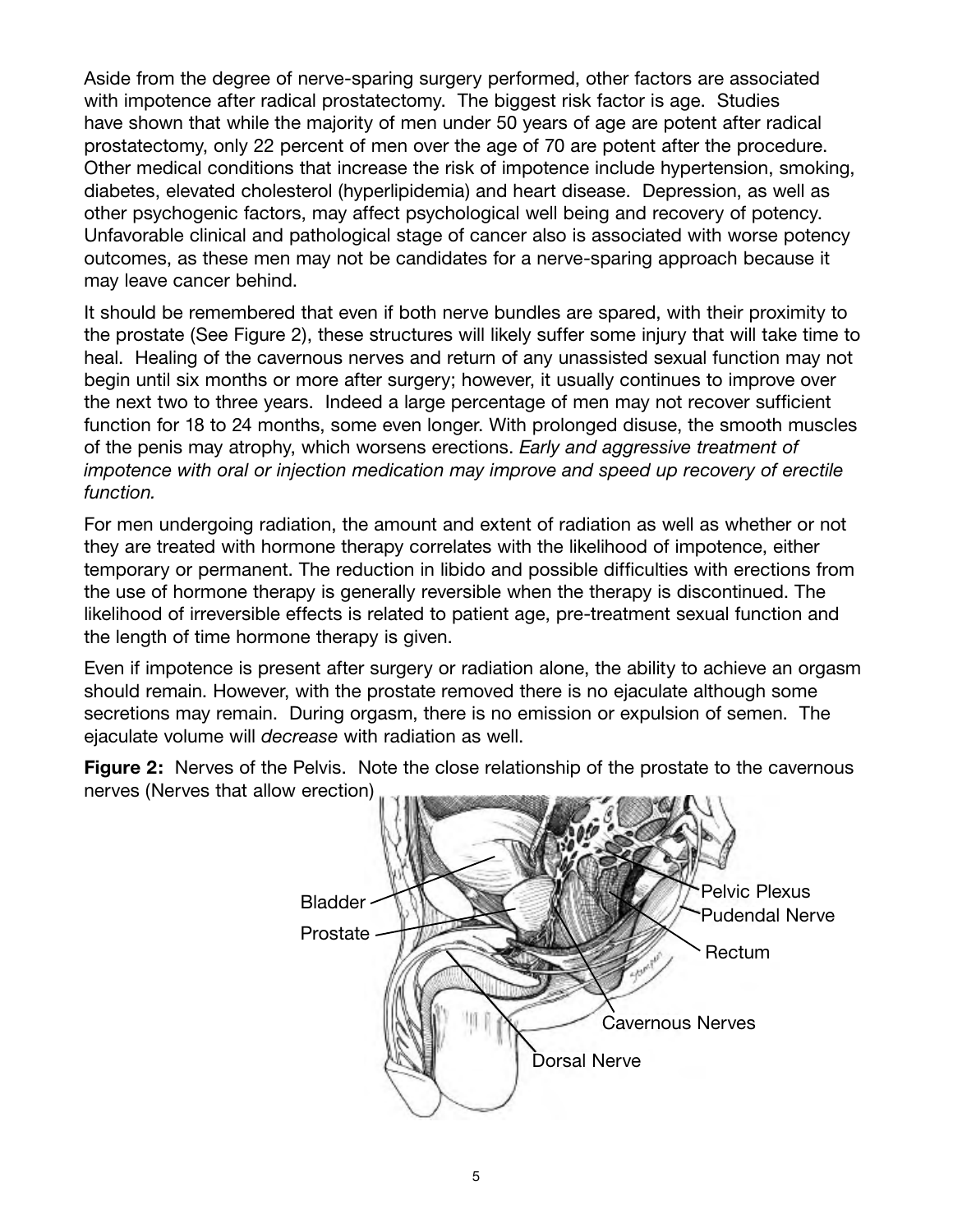Aside from the degree of nerve-sparing surgery performed, other factors are associated with impotence after radical prostatectomy. The biggest risk factor is age. Studies have shown that while the majority of men under 50 years of age are potent after radical prostatectomy, only 22 percent of men over the age of 70 are potent after the procedure. Other medical conditions that increase the risk of impotence include hypertension, smoking, diabetes, elevated cholesterol (hyperlipidemia) and heart disease. Depression, as well as other psychogenic factors, may affect psychological well being and recovery of potency. Unfavorable clinical and pathological stage of cancer also is associated with worse potency outcomes, as these men may not be candidates for a nerve-sparing approach because it may leave cancer behind.

It should be remembered that even if both nerve bundles are spared, with their proximity to the prostate (See Figure 2), these structures will likely suffer some injury that will take time to heal. Healing of the cavernous nerves and return of any unassisted sexual function may not begin until six months or more after surgery; however, it usually continues to improve over the next two to three years. Indeed a large percentage of men may not recover sufficient function for 18 to 24 months, some even longer. With prolonged disuse, the smooth muscles of the penis may atrophy, which worsens erections. *Early and aggressive treatment of impotence with oral or injection medication may improve and speed up recovery of erectile function.*

For men undergoing radiation, the amount and extent of radiation as well as whether or not they are treated with hormone therapy correlates with the likelihood of impotence, either temporary or permanent. The reduction in libido and possible difficulties with erections from the use of hormone therapy is generally reversible when the therapy is discontinued. The likelihood of irreversible effects is related to patient age, pre-treatment sexual function and the length of time hormone therapy is given.

Even if impotence is present after surgery or radiation alone, the ability to achieve an orgasm should remain. However, with the prostate removed there is no ejaculate although some secretions may remain. During orgasm, there is no emission or expulsion of semen. The ejaculate volume will *decrease* with radiation as well.

**Figure 2:** Nerves of the Pelvis. Note the close relationship of the prostate to the cavernous nerves (Nerves that allow erection)

Bladder
Prostate
Pelvic Plexus
Pudendal Nerve
Rectum
Cavernous Nerves
Dorsal Nerve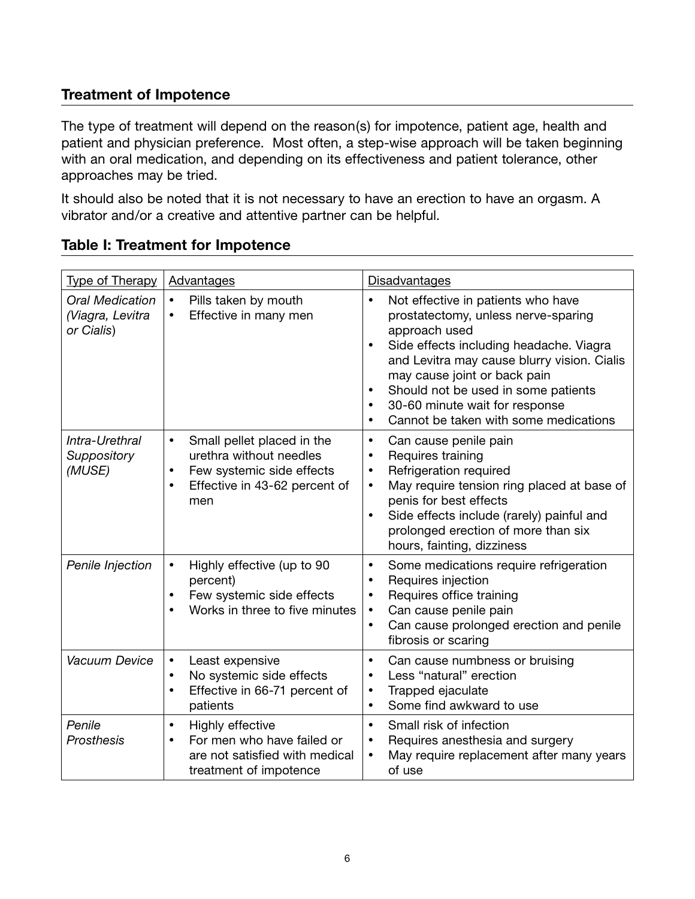## Treatment of Impotence

The type of treatment will depend on the reason(s) for impotence, patient age, health and patient and physician preference. Most often, a step-wise approach will be taken beginning with an oral medication, and depending on its effectiveness and patient tolerance, other approaches may be tried.

It should also be noted that it is not necessary to have an erection to have an orgasm. A vibrator and/or a creative and attentive partner can be helpful.

## Table I: Treatment for Impotence

| Type of Therapy | Advantages | Disadvantages |
|---|---|---|
| *Oral Medication (Viagra, Levitra or Cialis)* | • Pills taken by mouth<br>• Effective in many men | • Not effective in patients who have prostatectomy, unless nerve-sparing approach used<br>• Side effects including headache. Viagra and Levitra may cause blurry vision. Cialis may cause joint or back pain<br>• Should not be used in some patients<br>• 30-60 minute wait for response<br>• Cannot be taken with some medications |
| *Intra-Urethral Suppository (MUSE)* | • Small pellet placed in the urethra without needles<br>• Few systemic side effects<br>• Effective in 43-62 percent of men | • Can cause penile pain<br>• Requires training<br>• Refrigeration required<br>• May require tension ring placed at base of penis for best effects<br>• Side effects include (rarely) painful and prolonged erection of more than six hours, fainting, dizziness |
| *Penile Injection* | • Highly effective (up to 90 percent)<br>• Few systemic side effects<br>• Works in three to five minutes | • Some medications require refrigeration<br>• Requires injection<br>• Requires office training<br>• Can cause penile pain<br>• Can cause prolonged erection and penile fibrosis or scaring |
| *Vacuum Device* | • Least expensive<br>• No systemic side effects<br>• Effective in 66-71 percent of patients | • Can cause numbness or bruising<br>• Less "natural" erection<br>• Trapped ejaculate<br>• Some find awkward to use |
| *Penile Prosthesis* | • Highly effective<br>• For men who have failed or are not satisfied with medical treatment of impotence | • Small risk of infection<br>• Requires anesthesia and surgery<br>• May require replacement after many years of use |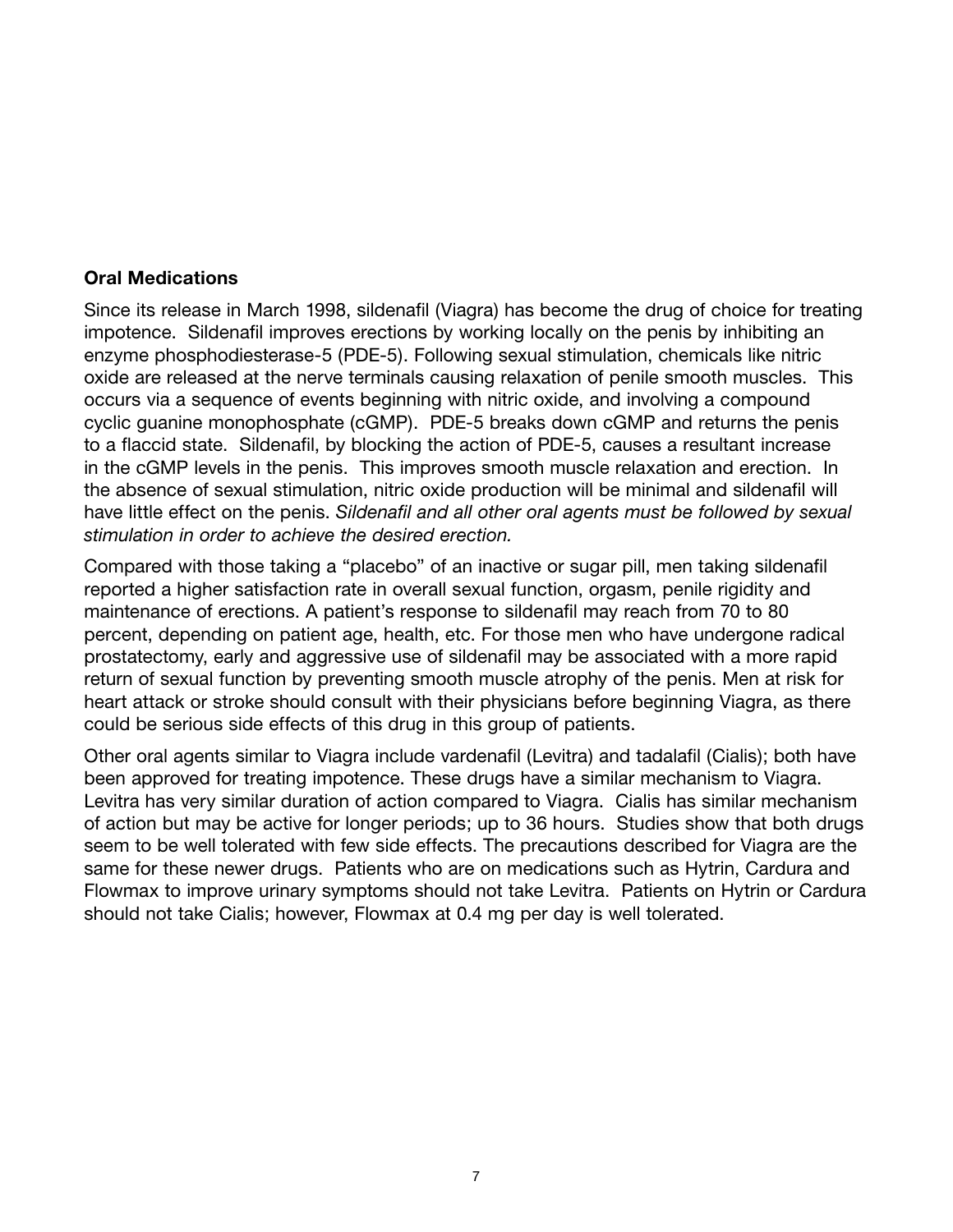## Oral Medications

Since its release in March 1998, sildenafil (Viagra) has become the drug of choice for treating impotence. Sildenafil improves erections by working locally on the penis by inhibiting an enzyme phosphodiesterase-5 (PDE-5). Following sexual stimulation, chemicals like nitric oxide are released at the nerve terminals causing relaxation of penile smooth muscles. This occurs via a sequence of events beginning with nitric oxide, and involving a compound cyclic guanine monophosphate (cGMP). PDE-5 breaks down cGMP and returns the penis to a flaccid state. Sildenafil, by blocking the action of PDE-5, causes a resultant increase in the cGMP levels in the penis. This improves smooth muscle relaxation and erection. In the absence of sexual stimulation, nitric oxide production will be minimal and sildenafil will have little effect on the penis. *Sildenafil and all other oral agents must be followed by sexual stimulation in order to achieve the desired erection.*

Compared with those taking a "placebo" of an inactive or sugar pill, men taking sildenafil reported a higher satisfaction rate in overall sexual function, orgasm, penile rigidity and maintenance of erections. A patient's response to sildenafil may reach from 70 to 80 percent, depending on patient age, health, etc. For those men who have undergone radical prostatectomy, early and aggressive use of sildenafil may be associated with a more rapid return of sexual function by preventing smooth muscle atrophy of the penis. Men at risk for heart attack or stroke should consult with their physicians before beginning Viagra, as there could be serious side effects of this drug in this group of patients.

Other oral agents similar to Viagra include vardenafil (Levitra) and tadalafil (Cialis); both have been approved for treating impotence. These drugs have a similar mechanism to Viagra. Levitra has very similar duration of action compared to Viagra. Cialis has similar mechanism of action but may be active for longer periods; up to 36 hours. Studies show that both drugs seem to be well tolerated with few side effects. The precautions described for Viagra are the same for these newer drugs. Patients who are on medications such as Hytrin, Cardura and Flowmax to improve urinary symptoms should not take Levitra. Patients on Hytrin or Cardura should not take Cialis; however, Flowmax at 0.4 mg per day is well tolerated.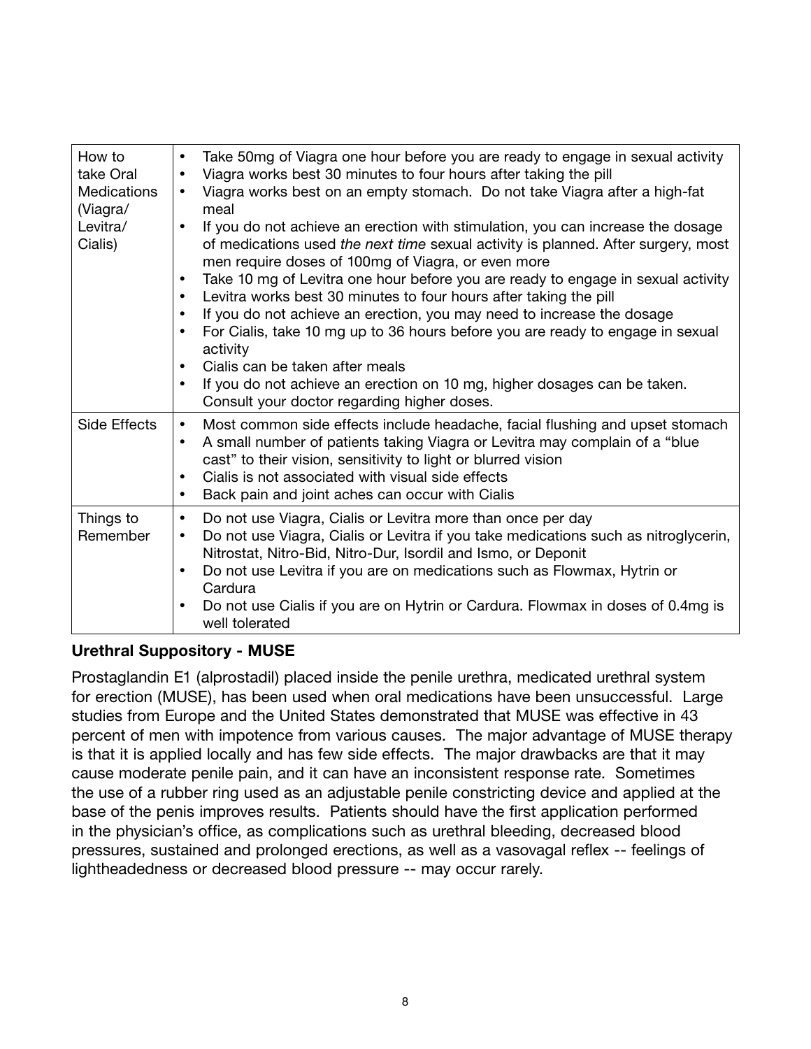| How to take Oral Medications (Viagra/ Levitra/ Cialis) | • Take 50mg of Viagra one hour before you are ready to engage in sexual activity<br>• Viagra works best 30 minutes to four hours after taking the pill<br>• Viagra works best on an empty stomach. Do not take Viagra after a high-fat meal<br>• If you do not achieve an erection with stimulation, you can increase the dosage of medications used *the next time* sexual activity is planned. After surgery, most men require doses of 100mg of Viagra, or even more<br>• Take 10 mg of Levitra one hour before you are ready to engage in sexual activity<br>• Levitra works best 30 minutes to four hours after taking the pill<br>• If you do not achieve an erection, you may need to increase the dosage<br>• For Cialis, take 10 mg up to 36 hours before you are ready to engage in sexual activity<br>• Cialis can be taken after meals<br>• If you do not achieve an erection on 10 mg, higher dosages can be taken. Consult your doctor regarding higher doses. |
|---|---|
| Side Effects | • Most common side effects include headache, facial flushing and upset stomach<br>• A small number of patients taking Viagra or Levitra may complain of a "blue cast" to their vision, sensitivity to light or blurred vision<br>• Cialis is not associated with visual side effects<br>• Back pain and joint aches can occur with Cialis |
| Things to Remember | • Do not use Viagra, Cialis or Levitra more than once per day<br>• Do not use Viagra, Cialis or Levitra if you take medications such as nitroglycerin, Nitrostat, Nitro-Bid, Nitro-Dur, Isordil and Ismo, or Deponit<br>• Do not use Levitra if you are on medications such as Flowmax, Hytrin or Cardura<br>• Do not use Cialis if you are on Hytrin or Cardura. Flowmax in doses of 0.4mg is well tolerated |

**Urethral Suppository - MUSE**

Prostaglandin E1 (alprostadil) placed inside the penile urethra, medicated urethral system for erection (MUSE), has been used when oral medications have been unsuccessful. Large studies from Europe and the United States demonstrated that MUSE was effective in 43 percent of men with impotence from various causes. The major advantage of MUSE therapy is that it is applied locally and has few side effects. The major drawbacks are that it may cause moderate penile pain, and it can have an inconsistent response rate. Sometimes the use of a rubber ring used as an adjustable penile constricting device and applied at the base of the penis improves results. Patients should have the first application performed in the physician's office, as complications such as urethral bleeding, decreased blood pressures, sustained and prolonged erections, as well as a vasovagal reflex -- feelings of lightheadedness or decreased blood pressure -- may occur rarely.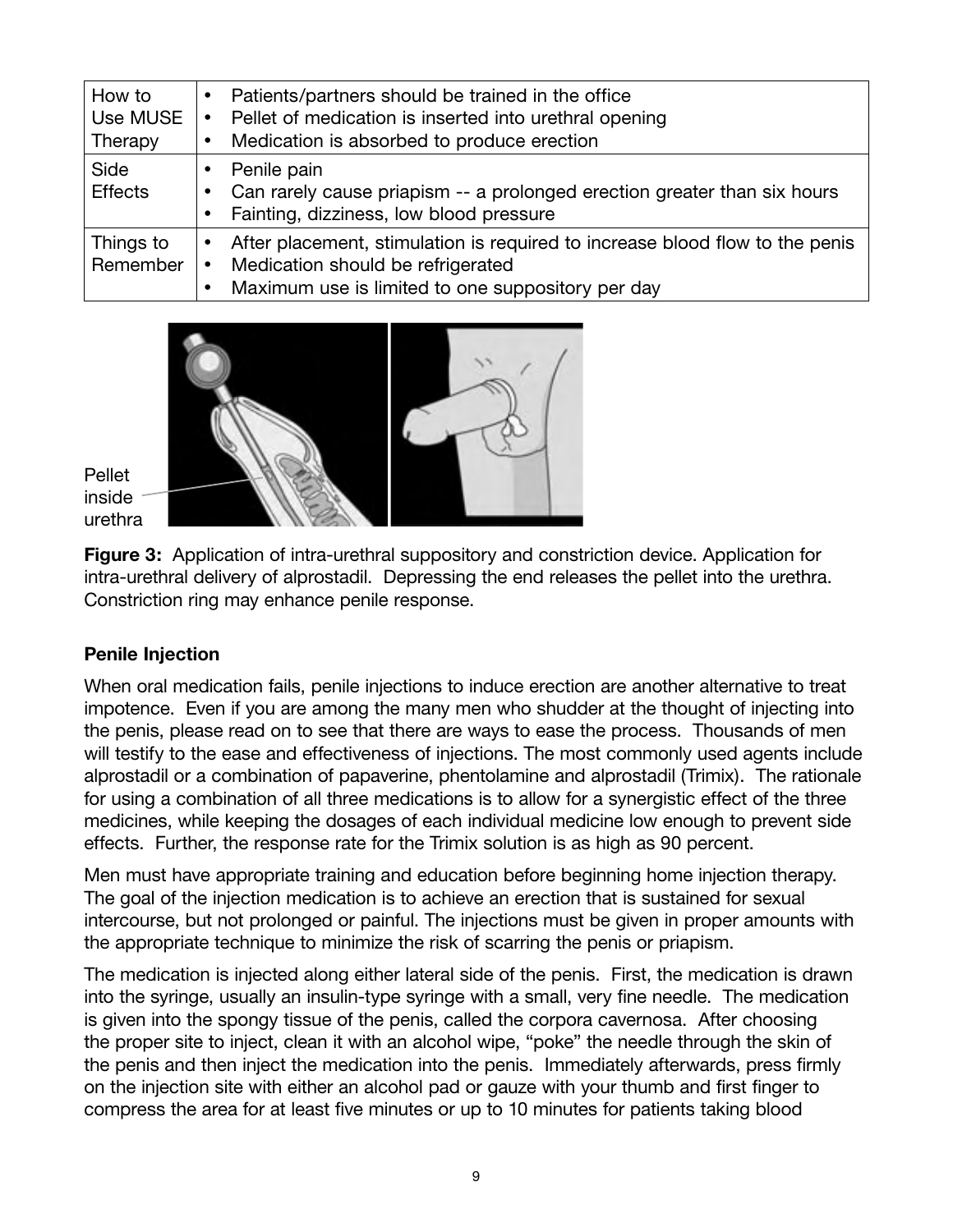| How to Use MUSE Therapy | • Patients/partners should be trained in the office<br>• Pellet of medication is inserted into urethral opening<br>• Medication is absorbed to produce erection |
|---|---|
| Side Effects | • Penile pain<br>• Can rarely cause priapism -- a prolonged erection greater than six hours<br>• Fainting, dizziness, low blood pressure |
| Things to Remember | • After placement, stimulation is required to increase blood flow to the penis<br>• Medication should be refrigerated<br>• Maximum use is limited to one suppository per day |

Pellet inside urethra

**Figure 3:** Application of intra-urethral suppository and constriction device. Application for intra-urethral delivery of alprostadil. Depressing the end releases the pellet into the urethra. Constriction ring may enhance penile response.

**Penile Injection**

When oral medication fails, penile injections to induce erection are another alternative to treat impotence. Even if you are among the many men who shudder at the thought of injecting into the penis, please read on to see that there are ways to ease the process. Thousands of men will testify to the ease and effectiveness of injections. The most commonly used agents include alprostadil or a combination of papaverine, phentolamine and alprostadil (Trimix). The rationale for using a combination of all three medications is to allow for a synergistic effect of the three medicines, while keeping the dosages of each individual medicine low enough to prevent side effects. Further, the response rate for the Trimix solution is as high as 90 percent.

Men must have appropriate training and education before beginning home injection therapy. The goal of the injection medication is to achieve an erection that is sustained for sexual intercourse, but not prolonged or painful. The injections must be given in proper amounts with the appropriate technique to minimize the risk of scarring the penis or priapism.

The medication is injected along either lateral side of the penis. First, the medication is drawn into the syringe, usually an insulin-type syringe with a small, very fine needle. The medication is given into the spongy tissue of the penis, called the corpora cavernosa. After choosing the proper site to inject, clean it with an alcohol wipe, "poke" the needle through the skin of the penis and then inject the medication into the penis. Immediately afterwards, press firmly on the injection site with either an alcohol pad or gauze with your thumb and first finger to compress the area for at least five minutes or up to 10 minutes for patients taking blood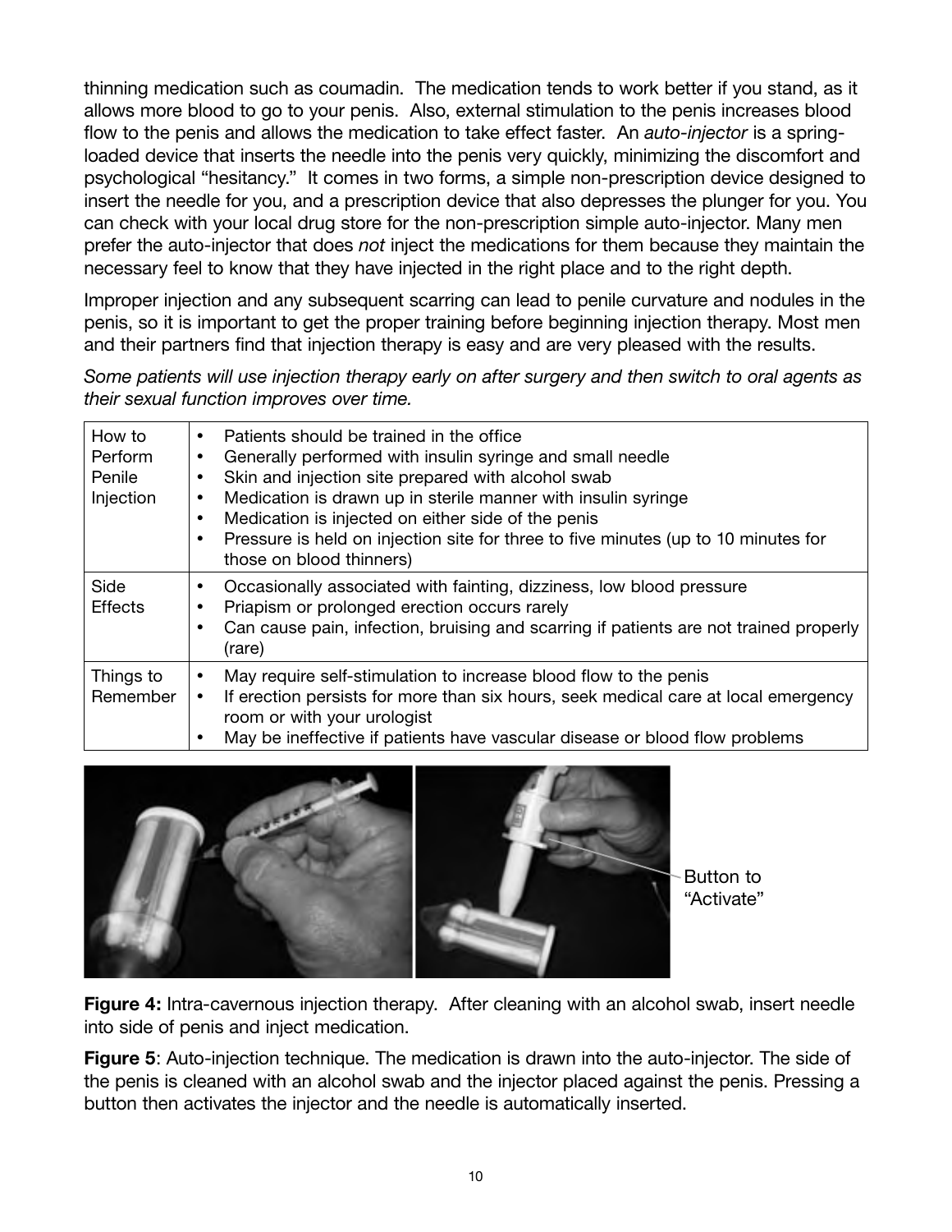thinning medication such as coumadin. The medication tends to work better if you stand, as it allows more blood to go to your penis. Also, external stimulation to the penis increases blood flow to the penis and allows the medication to take effect faster. An *auto-injector* is a spring-loaded device that inserts the needle into the penis very quickly, minimizing the discomfort and psychological "hesitancy." It comes in two forms, a simple non-prescription device designed to insert the needle for you, and a prescription device that also depresses the plunger for you. You can check with your local drug store for the non-prescription simple auto-injector. Many men prefer the auto-injector that does *not* inject the medications for them because they maintain the necessary feel to know that they have injected in the right place and to the right depth.

Improper injection and any subsequent scarring can lead to penile curvature and nodules in the penis, so it is important to get the proper training before beginning injection therapy. Most men and their partners find that injection therapy is easy and are very pleased with the results.

*Some patients will use injection therapy early on after surgery and then switch to oral agents as their sexual function improves over time.*

| | |
|---|---|
| How to Perform Penile Injection | • Patients should be trained in the office<br>• Generally performed with insulin syringe and small needle<br>• Skin and injection site prepared with alcohol swab<br>• Medication is drawn up in sterile manner with insulin syringe<br>• Medication is injected on either side of the penis<br>• Pressure is held on injection site for three to five minutes (up to 10 minutes for those on blood thinners) |
| Side Effects | • Occasionally associated with fainting, dizziness, low blood pressure<br>• Priapism or prolonged erection occurs rarely<br>• Can cause pain, infection, bruising and scarring if patients are not trained properly (rare) |
| Things to Remember | • May require self-stimulation to increase blood flow to the penis<br>• If erection persists for more than six hours, seek medical care at local emergency room or with your urologist<br>• May be ineffective if patients have vascular disease or blood flow problems |

Button to "Activate"

**Figure 4:** Intra-cavernous injection therapy. After cleaning with an alcohol swab, insert needle into side of penis and inject medication.

**Figure 5**: Auto-injection technique. The medication is drawn into the auto-injector. The side of the penis is cleaned with an alcohol swab and the injector placed against the penis. Pressing a button then activates the injector and the needle is automatically inserted.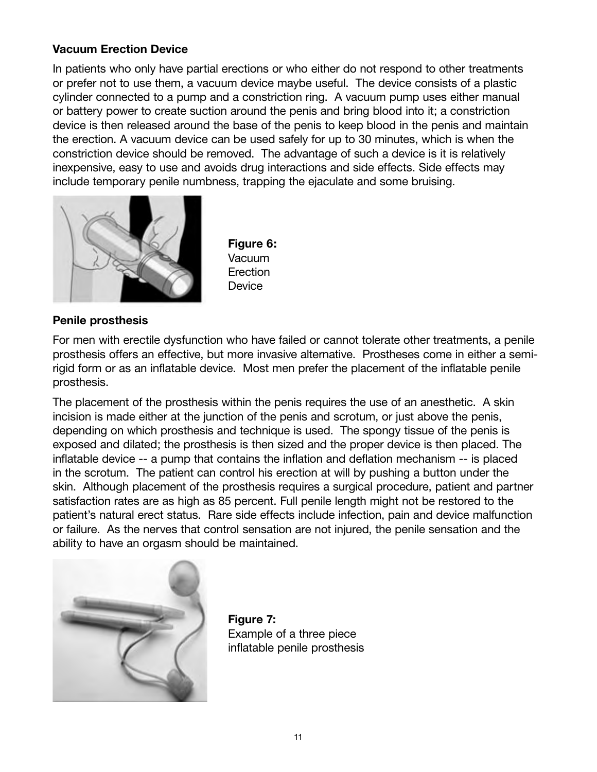### Vacuum Erection Device

In patients who only have partial erections or who either do not respond to other treatments or prefer not to use them, a vacuum device maybe useful. The device consists of a plastic cylinder connected to a pump and a constriction ring. A vacuum pump uses either manual or battery power to create suction around the penis and bring blood into it; a constriction device is then released around the base of the penis to keep blood in the penis and maintain the erection. A vacuum device can be used safely for up to 30 minutes, which is when the constriction device should be removed. The advantage of such a device is it is relatively inexpensive, easy to use and avoids drug interactions and side effects. Side effects may include temporary penile numbness, trapping the ejaculate and some bruising.

**Figure 6:** Vacuum Erection Device

### Penile prosthesis

For men with erectile dysfunction who have failed or cannot tolerate other treatments, a penile prosthesis offers an effective, but more invasive alternative. Prostheses come in either a semi-rigid form or as an inflatable device. Most men prefer the placement of the inflatable penile prosthesis.

The placement of the prosthesis within the penis requires the use of an anesthetic. A skin incision is made either at the junction of the penis and scrotum, or just above the penis, depending on which prosthesis and technique is used. The spongy tissue of the penis is exposed and dilated; the prosthesis is then sized and the proper device is then placed. The inflatable device -- a pump that contains the inflation and deflation mechanism -- is placed in the scrotum. The patient can control his erection at will by pushing a button under the skin. Although placement of the prosthesis requires a surgical procedure, patient and partner satisfaction rates are as high as 85 percent. Full penile length might not be restored to the patient's natural erect status. Rare side effects include infection, pain and device malfunction or failure. As the nerves that control sensation are not injured, the penile sensation and the ability to have an orgasm should be maintained.

**Figure 7:** Example of a three piece inflatable penile prosthesis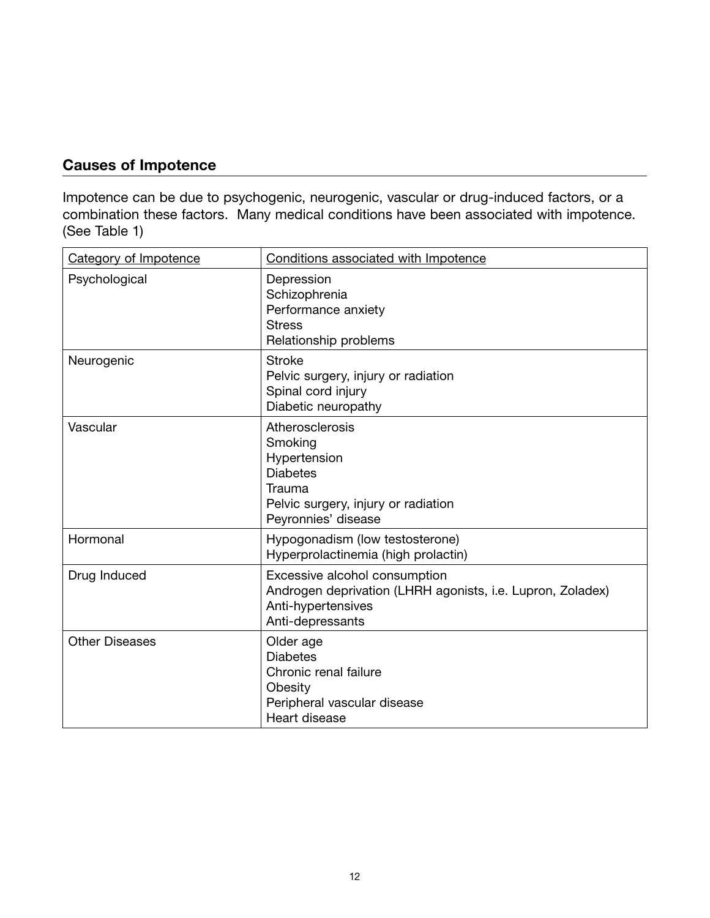## Causes of Impotence

Impotence can be due to psychogenic, neurogenic, vascular or drug-induced factors, or a combination these factors. Many medical conditions have been associated with impotence. (See Table 1)

| Category of Impotence | Conditions associated with Impotence |
|---|---|
| Psychological | Depression<br>Schizophrenia<br>Performance anxiety<br>Stress<br>Relationship problems |
| Neurogenic | Stroke<br>Pelvic surgery, injury or radiation<br>Spinal cord injury<br>Diabetic neuropathy |
| Vascular | Atherosclerosis<br>Smoking<br>Hypertension<br>Diabetes<br>Trauma<br>Pelvic surgery, injury or radiation<br>Peyronnies' disease |
| Hormonal | Hypogonadism (low testosterone)<br>Hyperprolactinemia (high prolactin) |
| Drug Induced | Excessive alcohol consumption<br>Androgen deprivation (LHRH agonists, i.e. Lupron, Zoladex)<br>Anti-hypertensives<br>Anti-depressants |
| Other Diseases | Older age<br>Diabetes<br>Chronic renal failure<br>Obesity<br>Peripheral vascular disease<br>Heart disease |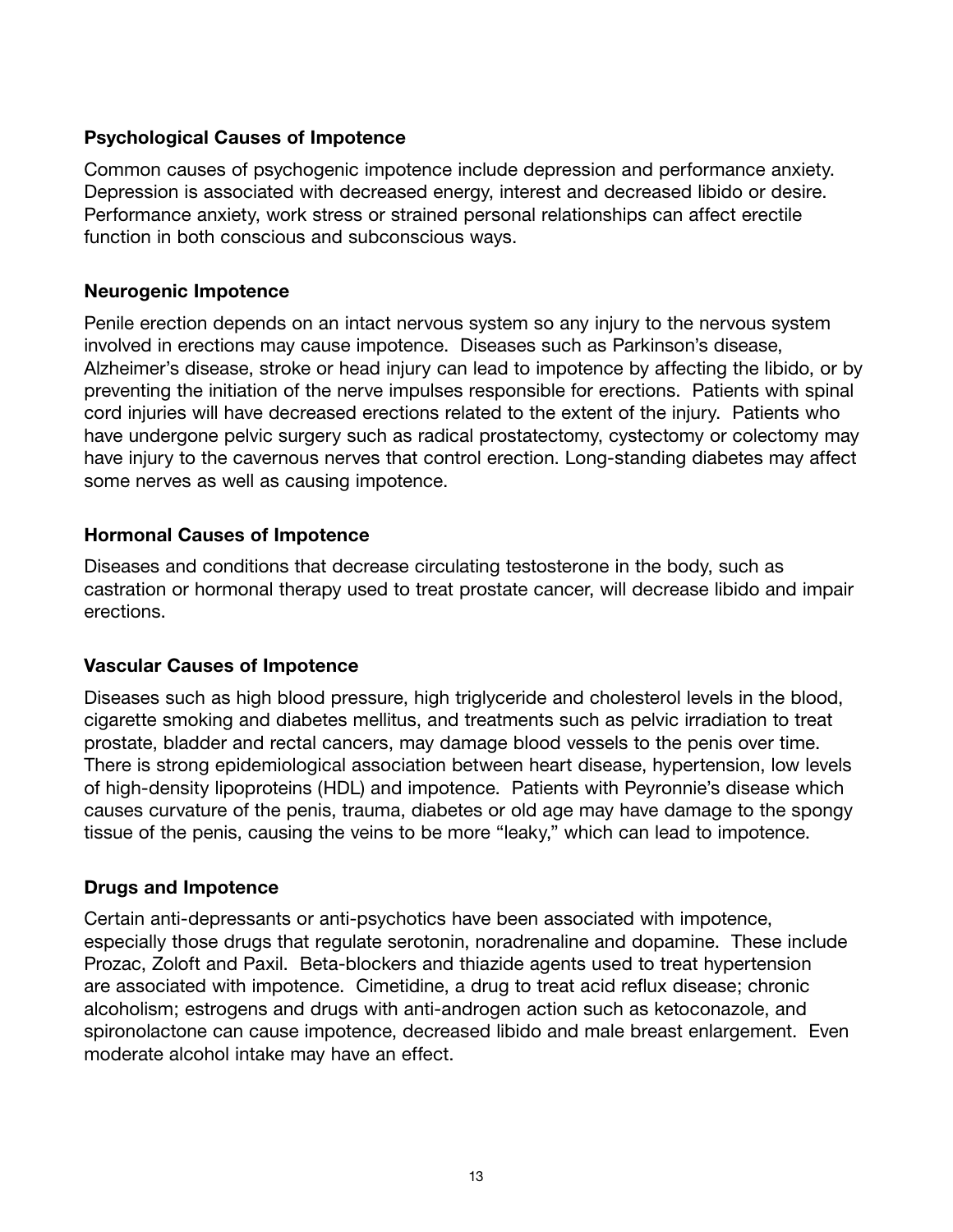**Psychological Causes of Impotence**

Common causes of psychogenic impotence include depression and performance anxiety. Depression is associated with decreased energy, interest and decreased libido or desire. Performance anxiety, work stress or strained personal relationships can affect erectile function in both conscious and subconscious ways.

**Neurogenic Impotence**

Penile erection depends on an intact nervous system so any injury to the nervous system involved in erections may cause impotence. Diseases such as Parkinson's disease, Alzheimer's disease, stroke or head injury can lead to impotence by affecting the libido, or by preventing the initiation of the nerve impulses responsible for erections. Patients with spinal cord injuries will have decreased erections related to the extent of the injury. Patients who have undergone pelvic surgery such as radical prostatectomy, cystectomy or colectomy may have injury to the cavernous nerves that control erection. Long-standing diabetes may affect some nerves as well as causing impotence.

**Hormonal Causes of Impotence**

Diseases and conditions that decrease circulating testosterone in the body, such as castration or hormonal therapy used to treat prostate cancer, will decrease libido and impair erections.

**Vascular Causes of Impotence**

Diseases such as high blood pressure, high triglyceride and cholesterol levels in the blood, cigarette smoking and diabetes mellitus, and treatments such as pelvic irradiation to treat prostate, bladder and rectal cancers, may damage blood vessels to the penis over time. There is strong epidemiological association between heart disease, hypertension, low levels of high-density lipoproteins (HDL) and impotence. Patients with Peyronnie's disease which causes curvature of the penis, trauma, diabetes or old age may have damage to the spongy tissue of the penis, causing the veins to be more "leaky," which can lead to impotence.

**Drugs and Impotence**

Certain anti-depressants or anti-psychotics have been associated with impotence, especially those drugs that regulate serotonin, noradrenaline and dopamine. These include Prozac, Zoloft and Paxil. Beta-blockers and thiazide agents used to treat hypertension are associated with impotence. Cimetidine, a drug to treat acid reflux disease; chronic alcoholism; estrogens and drugs with anti-androgen action such as ketoconazole, and spironolactone can cause impotence, decreased libido and male breast enlargement. Even moderate alcohol intake may have an effect.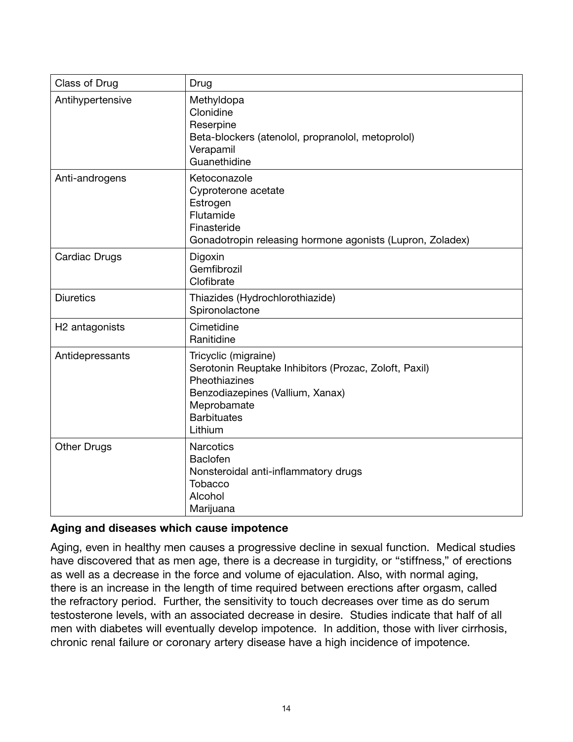| Class of Drug | Drug |
|---|---|
| Antihypertensive | Methyldopa<br>Clonidine<br>Reserpine<br>Beta-blockers (atenolol, propranolol, metoprolol)<br>Verapamil<br>Guanethidine |
| Anti-androgens | Ketoconazole<br>Cyproterone acetate<br>Estrogen<br>Flutamide<br>Finasteride<br>Gonadotropin releasing hormone agonists (Lupron, Zoladex) |
| Cardiac Drugs | Digoxin<br>Gemfibrozil<br>Clofibrate |
| Diuretics | Thiazides (Hydrochlorothiazide)<br>Spironolactone |
| H2 antagonists | Cimetidine<br>Ranitidine |
| Antidepressants | Tricyclic (migraine)<br>Serotonin Reuptake Inhibitors (Prozac, Zoloft, Paxil)<br>Pheothiazines<br>Benzodiazepines (Vallium, Xanax)<br>Meprobamate<br>Barbituates<br>Lithium |
| Other Drugs | Narcotics<br>Baclofen<br>Nonsteroidal anti-inflammatory drugs<br>Tobacco<br>Alcohol<br>Marijuana |

**Aging and diseases which cause impotence**

Aging, even in healthy men causes a progressive decline in sexual function. Medical studies have discovered that as men age, there is a decrease in turgidity, or "stiffness," of erections as well as a decrease in the force and volume of ejaculation. Also, with normal aging, there is an increase in the length of time required between erections after orgasm, called the refractory period. Further, the sensitivity to touch decreases over time as do serum testosterone levels, with an associated decrease in desire. Studies indicate that half of all men with diabetes will eventually develop impotence. In addition, those with liver cirrhosis, chronic renal failure or coronary artery disease have a high incidence of impotence.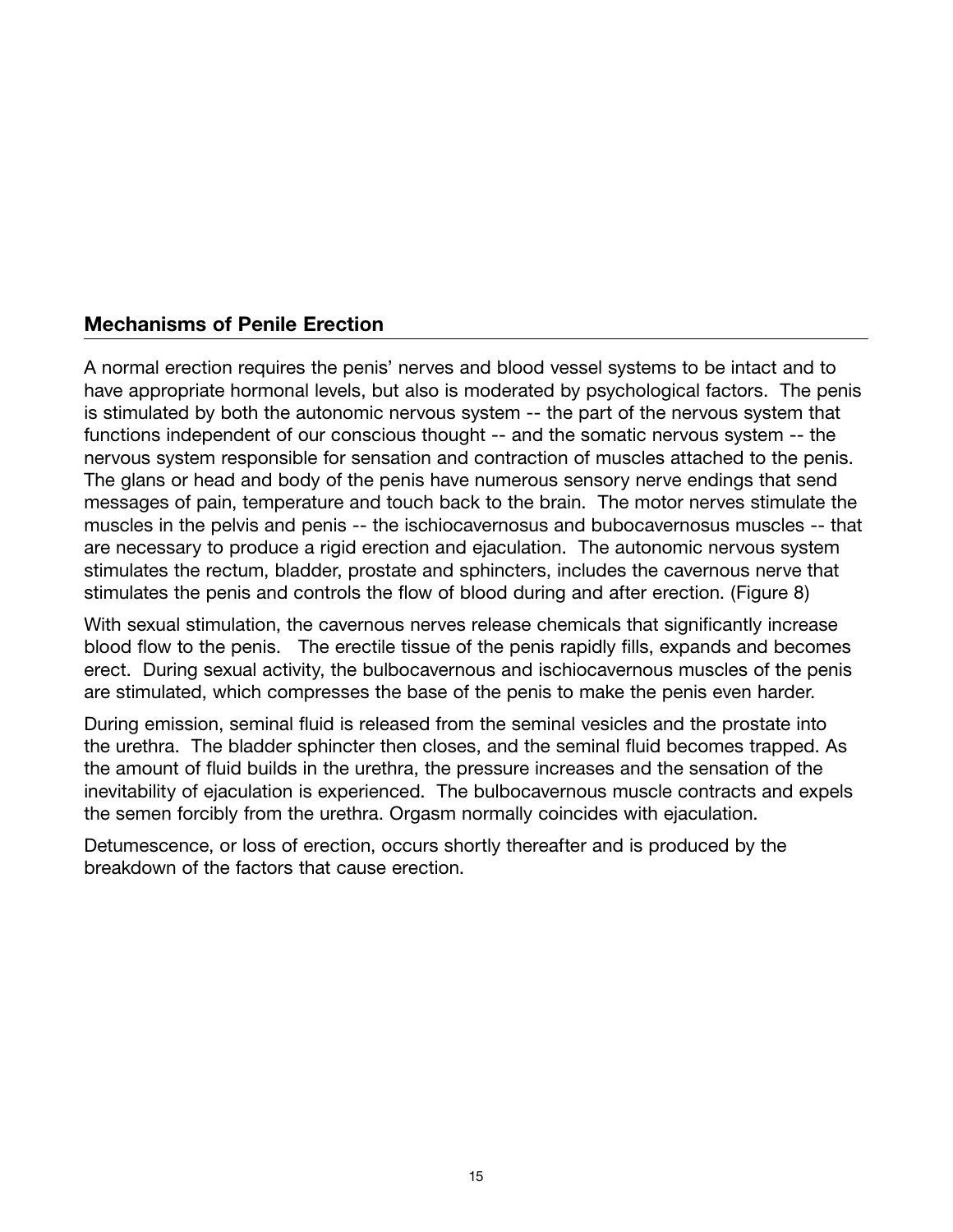## Mechanisms of Penile Erection

A normal erection requires the penis' nerves and blood vessel systems to be intact and to have appropriate hormonal levels, but also is moderated by psychological factors. The penis is stimulated by both the autonomic nervous system -- the part of the nervous system that functions independent of our conscious thought -- and the somatic nervous system -- the nervous system responsible for sensation and contraction of muscles attached to the penis. The glans or head and body of the penis have numerous sensory nerve endings that send messages of pain, temperature and touch back to the brain. The motor nerves stimulate the muscles in the pelvis and penis -- the ischiocavernosus and bubocavernosus muscles -- that are necessary to produce a rigid erection and ejaculation. The autonomic nervous system stimulates the rectum, bladder, prostate and sphincters, includes the cavernous nerve that stimulates the penis and controls the flow of blood during and after erection. (Figure 8)

With sexual stimulation, the cavernous nerves release chemicals that significantly increase blood flow to the penis. The erectile tissue of the penis rapidly fills, expands and becomes erect. During sexual activity, the bulbocavernous and ischiocavernous muscles of the penis are stimulated, which compresses the base of the penis to make the penis even harder.

During emission, seminal fluid is released from the seminal vesicles and the prostate into the urethra. The bladder sphincter then closes, and the seminal fluid becomes trapped. As the amount of fluid builds in the urethra, the pressure increases and the sensation of the inevitability of ejaculation is experienced. The bulbocavernous muscle contracts and expels the semen forcibly from the urethra. Orgasm normally coincides with ejaculation.

Detumescence, or loss of erection, occurs shortly thereafter and is produced by the breakdown of the factors that cause erection.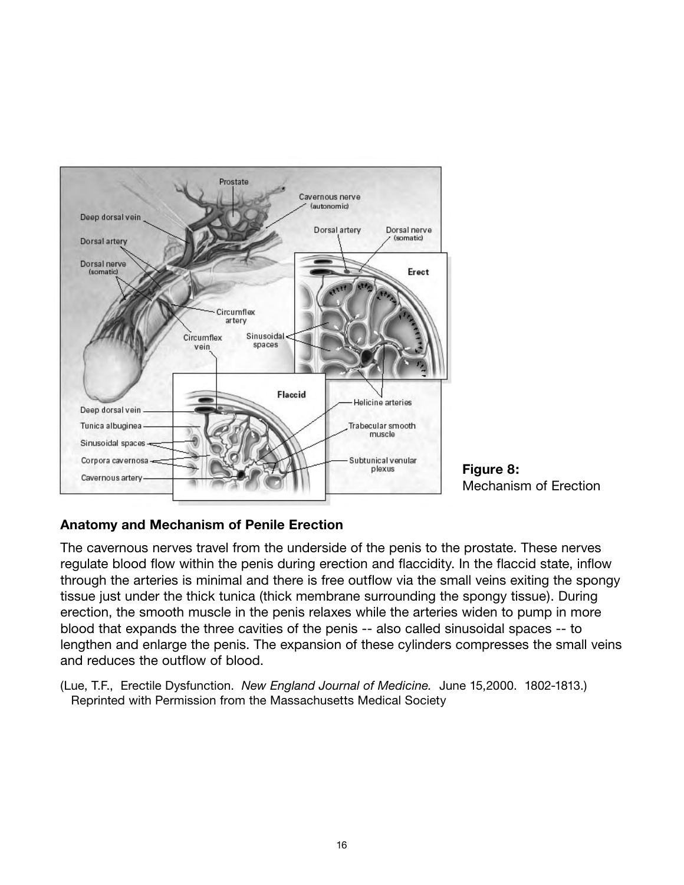**Figure 8:**
Mechanism of Erection

### Anatomy and Mechanism of Penile Erection

The cavernous nerves travel from the underside of the penis to the prostate. These nerves regulate blood flow within the penis during erection and flaccidity. In the flaccid state, inflow through the arteries is minimal and there is free outflow via the small veins exiting the spongy tissue just under the thick tunica (thick membrane surrounding the spongy tissue). During erection, the smooth muscle in the penis relaxes while the arteries widen to pump in more blood that expands the three cavities of the penis -- also called sinusoidal spaces -- to lengthen and enlarge the penis. The expansion of these cylinders compresses the small veins and reduces the outflow of blood.

(Lue, T.F., Erectile Dysfunction. *New England Journal of Medicine.* June 15,2000. 1802-1813.)
Reprinted with Permission from the Massachusetts Medical Society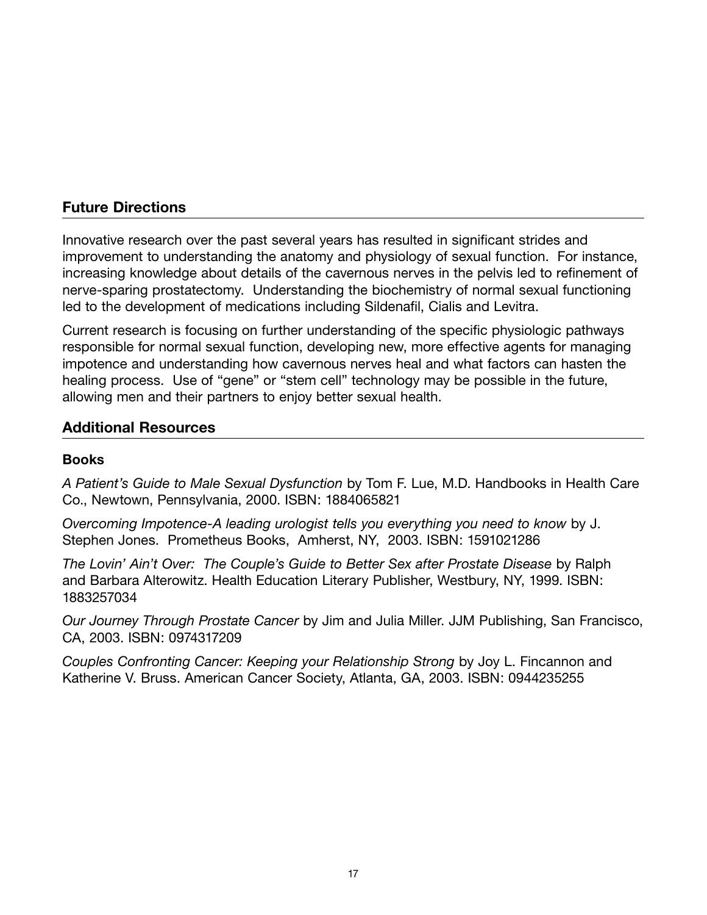## Future Directions

Innovative research over the past several years has resulted in significant strides and improvement to understanding the anatomy and physiology of sexual function. For instance, increasing knowledge about details of the cavernous nerves in the pelvis led to refinement of nerve-sparing prostatectomy. Understanding the biochemistry of normal sexual functioning led to the development of medications including Sildenafil, Cialis and Levitra.

Current research is focusing on further understanding of the specific physiologic pathways responsible for normal sexual function, developing new, more effective agents for managing impotence and understanding how cavernous nerves heal and what factors can hasten the healing process. Use of "gene" or "stem cell" technology may be possible in the future, allowing men and their partners to enjoy better sexual health.

## Additional Resources

### Books

*A Patient's Guide to Male Sexual Dysfunction* by Tom F. Lue, M.D. Handbooks in Health Care Co., Newtown, Pennsylvania, 2000. ISBN: 1884065821

*Overcoming Impotence-A leading urologist tells you everything you need to know* by J. Stephen Jones. Prometheus Books, Amherst, NY, 2003. ISBN: 1591021286

*The Lovin' Ain't Over: The Couple's Guide to Better Sex after Prostate Disease* by Ralph and Barbara Alterowitz. Health Education Literary Publisher, Westbury, NY, 1999. ISBN: 1883257034

*Our Journey Through Prostate Cancer* by Jim and Julia Miller. JJM Publishing, San Francisco, CA, 2003. ISBN: 0974317209

*Couples Confronting Cancer: Keeping your Relationship Strong* by Joy L. Fincannon and Katherine V. Bruss. American Cancer Society, Atlanta, GA, 2003. ISBN: 0944235255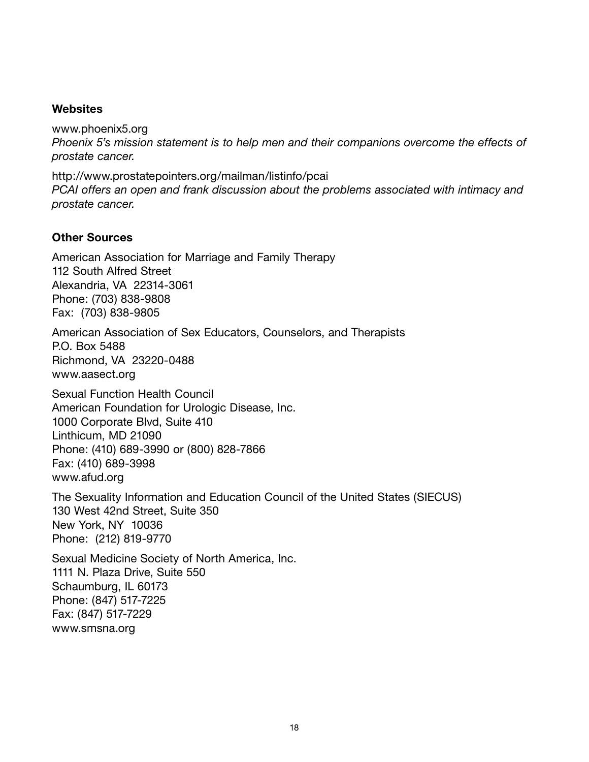**Websites**

www.phoenix5.org
*Phoenix 5's mission statement is to help men and their companions overcome the effects of prostate cancer.*

http://www.prostatepointers.org/mailman/listinfo/pcai
*PCAI offers an open and frank discussion about the problems associated with intimacy and prostate cancer.*

**Other Sources**

American Association for Marriage and Family Therapy
112 South Alfred Street
Alexandria, VA 22314-3061
Phone: (703) 838-9808
Fax: (703) 838-9805

American Association of Sex Educators, Counselors, and Therapists
P.O. Box 5488
Richmond, VA 23220-0488
www.aasect.org

Sexual Function Health Council
American Foundation for Urologic Disease, Inc.
1000 Corporate Blvd, Suite 410
Linthicum, MD 21090
Phone: (410) 689-3990 or (800) 828-7866
Fax: (410) 689-3998
www.afud.org

The Sexuality Information and Education Council of the United States (SIECUS)
130 West 42nd Street, Suite 350
New York, NY 10036
Phone: (212) 819-9770

Sexual Medicine Society of North America, Inc.
1111 N. Plaza Drive, Suite 550
Schaumburg, IL 60173
Phone: (847) 517-7225
Fax: (847) 517-7229
www.smsna.org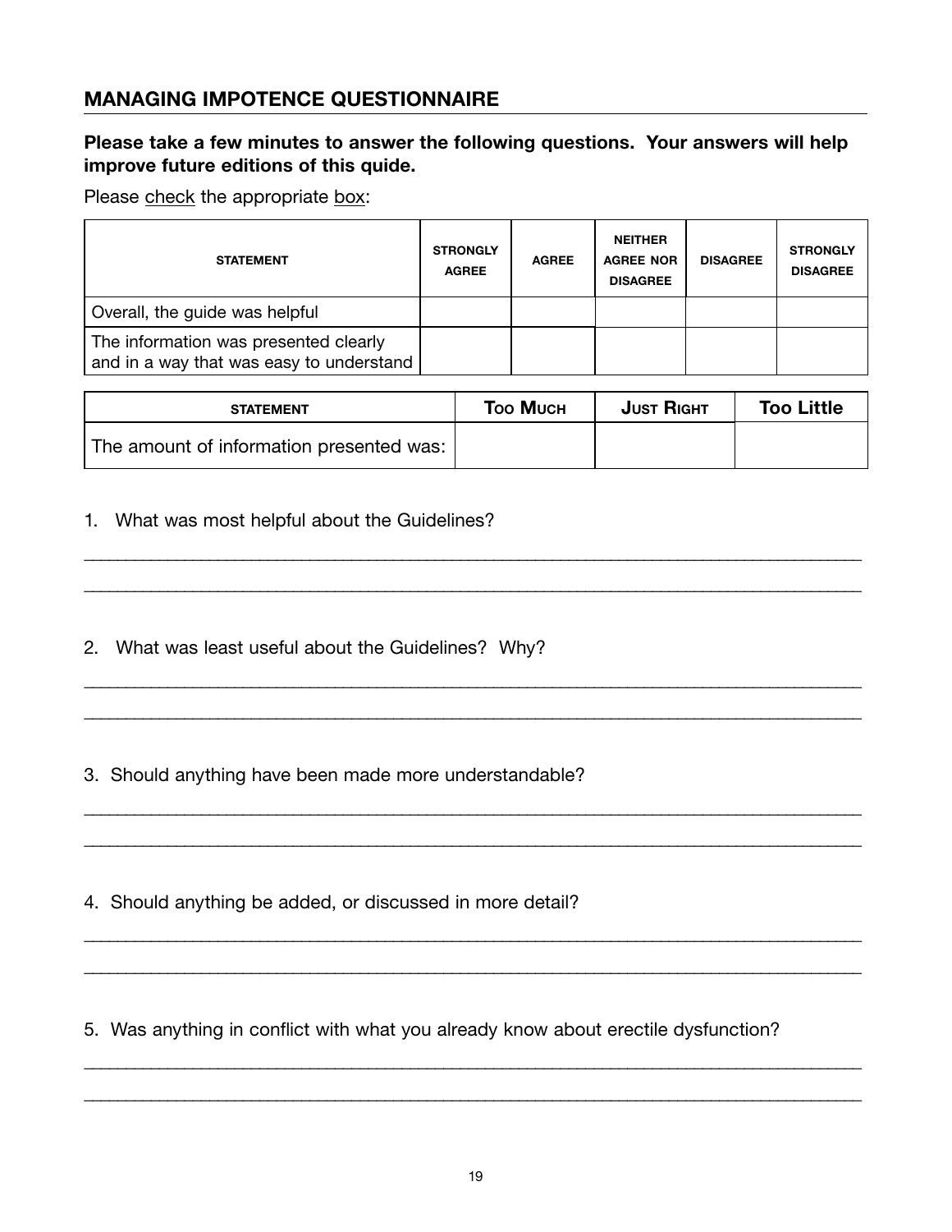## MANAGING IMPOTENCE QUESTIONNAIRE

**Please take a few minutes to answer the following questions. Your answers will help improve future editions of this quide.**

Please check the appropriate box:

| STATEMENT | STRONGLY AGREE | AGREE | NEITHER AGREE NOR DISAGREE | DISAGREE | STRONGLY DISAGREE |
|---|---|---|---|---|---|
| Overall, the guide was helpful | | | | | |
| The information was presented clearly and in a way that was easy to understand | | | | | |

| STATEMENT | TOO MUCH | JUST RIGHT | Too Little |
|---|---|---|---|
| The amount of information presented was: | | | |

1. What was most helpful about the Guidelines?

_______________________________________________________________________________

_______________________________________________________________________________

2. What was least useful about the Guidelines? Why?

_______________________________________________________________________________

_______________________________________________________________________________

3. Should anything have been made more understandable?

_______________________________________________________________________________

_______________________________________________________________________________

4. Should anything be added, or discussed in more detail?

_______________________________________________________________________________

_______________________________________________________________________________

5. Was anything in conflict with what you already know about erectile dysfunction?

_______________________________________________________________________________

_______________________________________________________________________________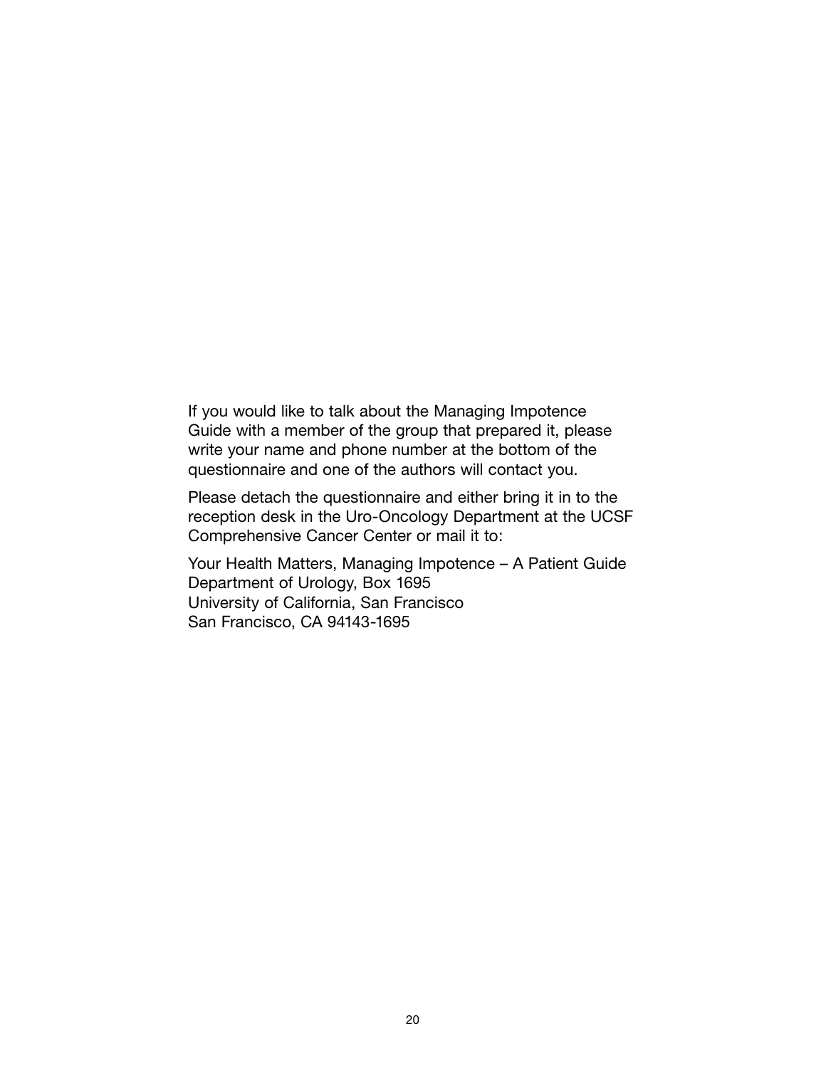If you would like to talk about the Managing Impotence Guide with a member of the group that prepared it, please write your name and phone number at the bottom of the questionnaire and one of the authors will contact you.

Please detach the questionnaire and either bring it in to the reception desk in the Uro-Oncology Department at the UCSF Comprehensive Cancer Center or mail it to:

Your Health Matters, Managing Impotence – A Patient Guide
Department of Urology, Box 1695
University of California, San Francisco
San Francisco, CA 94143-1695